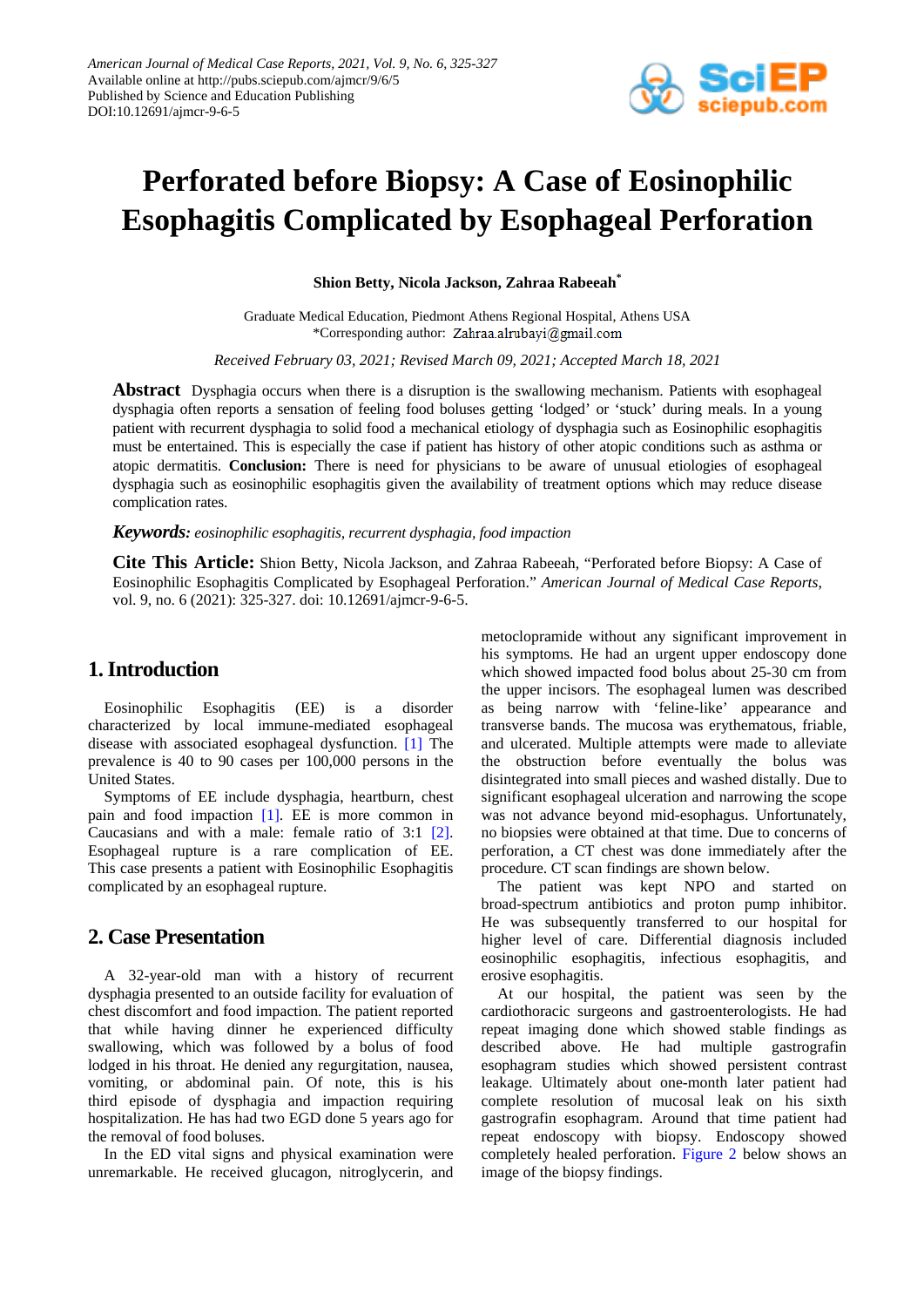*American Journal of Medical Case Reports, 2021, Vol. 9, No. 6, 325-327*
Available online at http://pubs.sciepub.com/ajmcr/9/6/5
Published by Science and Education Publishing
DOI:10.12691/ajmcr-9-6-5

# Perforated before Biopsy: A Case of Eosinophilic Esophagitis Complicated by Esophageal Perforation

**Shion Betty, Nicola Jackson, Zahraa Rabeeah***

Graduate Medical Education, Piedmont Athens Regional Hospital, Athens USA
*Corresponding author: Zahraa.alrubayi@gmail.com

*Received February 03, 2021; Revised March 09, 2021; Accepted March 18, 2021*

**Abstract** Dysphagia occurs when there is a disruption is the swallowing mechanism. Patients with esophageal dysphagia often reports a sensation of feeling food boluses getting 'lodged' or 'stuck' during meals. In a young patient with recurrent dysphagia to solid food a mechanical etiology of dysphagia such as Eosinophilic esophagitis must be entertained. This is especially the case if patient has history of other atopic conditions such as asthma or atopic dermatitis. **Conclusion:** There is need for physicians to be aware of unusual etiologies of esophageal dysphagia such as eosinophilic esophagitis given the availability of treatment options which may reduce disease complication rates.

***Keywords:*** *eosinophilic esophagitis, recurrent dysphagia, food impaction*

**Cite This Article:** Shion Betty, Nicola Jackson, and Zahraa Rabeeah, "Perforated before Biopsy: A Case of Eosinophilic Esophagitis Complicated by Esophageal Perforation." *American Journal of Medical Case Reports*, vol. 9, no. 6 (2021): 325-327. doi: 10.12691/ajmcr-9-6-5.

## 1. Introduction

Eosinophilic Esophagitis (EE) is a disorder characterized by local immune-mediated esophageal disease with associated esophageal dysfunction. [1] The prevalence is 40 to 90 cases per 100,000 persons in the United States.

Symptoms of EE include dysphagia, heartburn, chest pain and food impaction [1]. EE is more common in Caucasians and with a male: female ratio of 3:1 [2]. Esophageal rupture is a rare complication of EE. This case presents a patient with Eosinophilic Esophagitis complicated by an esophageal rupture.

## 2. Case Presentation

A 32-year-old man with a history of recurrent dysphagia presented to an outside facility for evaluation of chest discomfort and food impaction. The patient reported that while having dinner he experienced difficulty swallowing, which was followed by a bolus of food lodged in his throat. He denied any regurgitation, nausea, vomiting, or abdominal pain. Of note, this is his third episode of dysphagia and impaction requiring hospitalization. He has had two EGD done 5 years ago for the removal of food boluses.

In the ED vital signs and physical examination were unremarkable. He received glucagon, nitroglycerin, and metoclopramide without any significant improvement in his symptoms. He had an urgent upper endoscopy done which showed impacted food bolus about 25-30 cm from the upper incisors. The esophageal lumen was described as being narrow with 'feline-like' appearance and transverse bands. The mucosa was erythematous, friable, and ulcerated. Multiple attempts were made to alleviate the obstruction before eventually the bolus was disintegrated into small pieces and washed distally. Due to significant esophageal ulceration and narrowing the scope was not advance beyond mid-esophagus. Unfortunately, no biopsies were obtained at that time. Due to concerns of perforation, a CT chest was done immediately after the procedure. CT scan findings are shown below.

The patient was kept NPO and started on broad-spectrum antibiotics and proton pump inhibitor. He was subsequently transferred to our hospital for higher level of care. Differential diagnosis included eosinophilic esophagitis, infectious esophagitis, and erosive esophagitis.

At our hospital, the patient was seen by the cardiothoracic surgeons and gastroenterologists. He had repeat imaging done which showed stable findings as described above. He had multiple gastrografin esophagram studies which showed persistent contrast leakage. Ultimately about one-month later patient had complete resolution of mucosal leak on his sixth gastrografin esophagram. Around that time patient had repeat endoscopy with biopsy. Endoscopy showed completely healed perforation. Figure 2 below shows an image of the biopsy findings.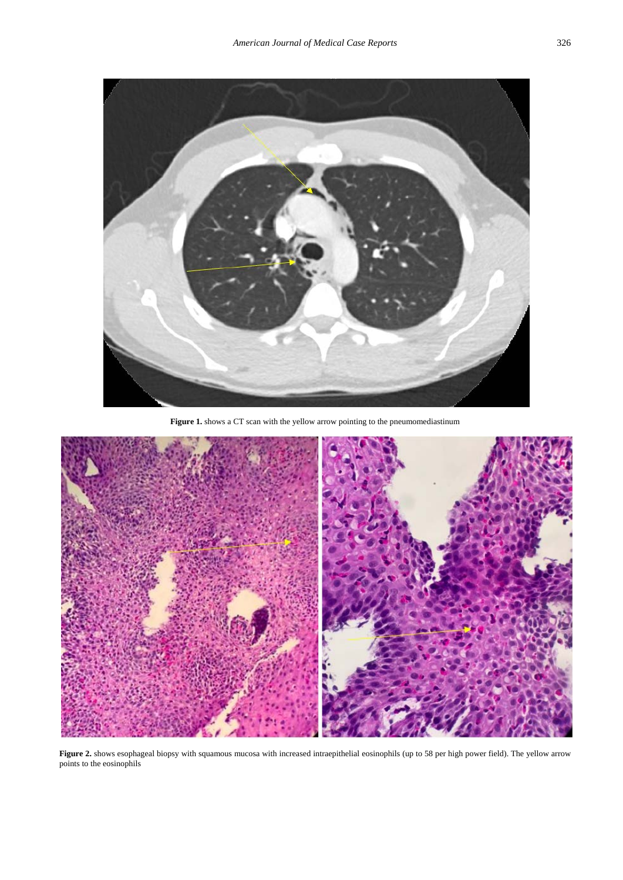**Figure 1.** shows a CT scan with the yellow arrow pointing to the pneumomediastinum

**Figure 2.** shows esophageal biopsy with squamous mucosa with increased intraepithelial eosinophils (up to 58 per high power field). The yellow arrow points to the eosinophils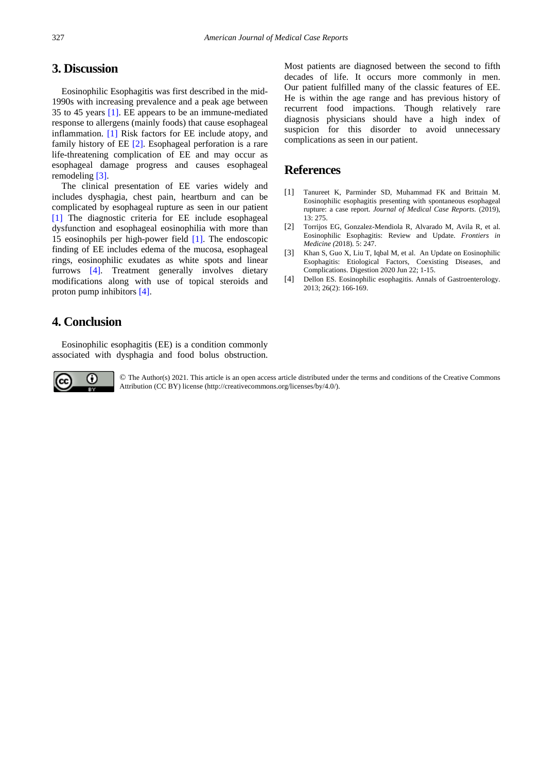## 3. Discussion

Eosinophilic Esophagitis was first described in the mid-1990s with increasing prevalence and a peak age between 35 to 45 years [1]. EE appears to be an immune-mediated response to allergens (mainly foods) that cause esophageal inflammation. [1] Risk factors for EE include atopy, and family history of EE [2]. Esophageal perforation is a rare life-threatening complication of EE and may occur as esophageal damage progress and causes esophageal remodeling [3].

The clinical presentation of EE varies widely and includes dysphagia, chest pain, heartburn and can be complicated by esophageal rupture as seen in our patient [1] The diagnostic criteria for EE include esophageal dysfunction and esophageal eosinophilia with more than 15 eosinophils per high-power field [1]. The endoscopic finding of EE includes edema of the mucosa, esophageal rings, eosinophilic exudates as white spots and linear furrows [4]. Treatment generally involves dietary modifications along with use of topical steroids and proton pump inhibitors [4].

## 4. Conclusion

Eosinophilic esophagitis (EE) is a condition commonly associated with dysphagia and food bolus obstruction. Most patients are diagnosed between the second to fifth decades of life. It occurs more commonly in men. Our patient fulfilled many of the classic features of EE. He is within the age range and has previous history of recurrent food impactions. Though relatively rare diagnosis physicians should have a high index of suspicion for this disorder to avoid unnecessary complications as seen in our patient.

## References

[1] Tanureet K, Parminder SD, Muhammad FK and Brittain M. Eosinophilic esophagitis presenting with spontaneous esophageal rupture: a case report. *Journal of Medical Case Reports.* (2019), 13: 275.

[2] Torrijos EG, Gonzalez-Mendiola R, Alvarado M, Avila R, et al. Eosinophilic Esophagitis: Review and Update. *Frontiers in Medicine* (2018). 5: 247.

[3] Khan S, Guo X, Liu T, Iqbal M, et al. An Update on Eosinophilic Esophagitis: Etiological Factors, Coexisting Diseases, and Complications. Digestion 2020 Jun 22; 1-15.

[4] Dellon ES. Eosinophilic esophagitis. Annals of Gastroenterology. 2013; 26(2): 166-169.

© The Author(s) 2021. This article is an open access article distributed under the terms and conditions of the Creative Commons Attribution (CC BY) license (http://creativecommons.org/licenses/by/4.0/).